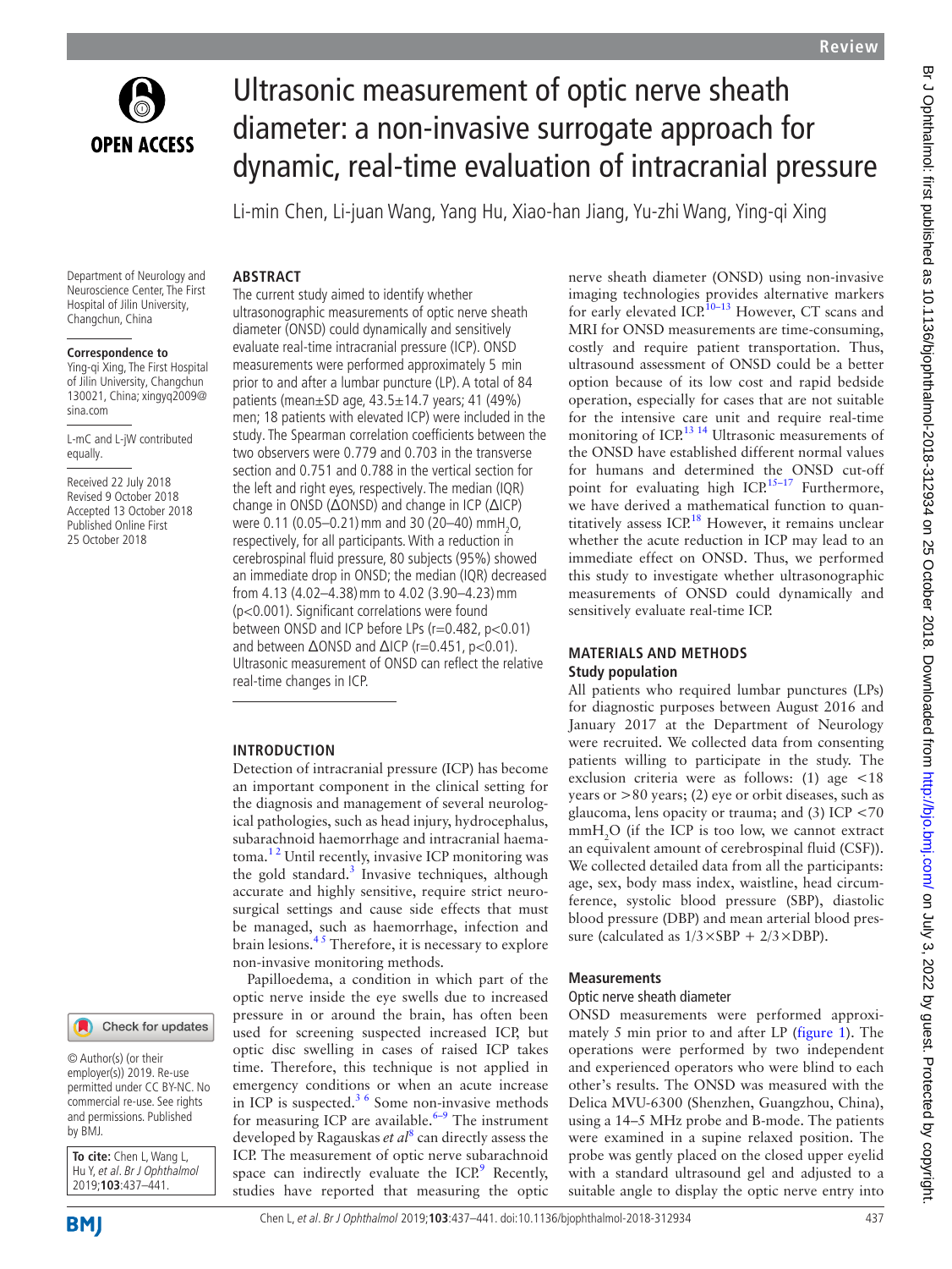# Ultrasonic measurement of optic nerve sheath diameter: a non-invasive surrogate approach for dynamic, real-time evaluation of intracranial pressure

Li-min Chen, Li-juan Wang, Yang Hu, Xiao-han Jiang, Yu-zhi Wang, Ying-qi Xing

Department of Neurology and Neuroscience Center, The First Hospital of Jilin University, Changchun, China

**Correspondence to**
Ying-qi Xing, The First Hospital of Jilin University, Changchun 130021, China; xingyq2009@sina.com

L-mC and L-jW contributed equally.

Received 22 July 2018
Revised 9 October 2018
Accepted 13 October 2018
Published Online First 25 October 2018

© Author(s) (or their employer(s)) 2019. Re-use permitted under CC BY-NC. No commercial re-use. See rights and permissions. Published by BMJ.

**To cite:** Chen L, Wang L, Hu Y, *et al*. *Br J Ophthalmol* 2019;**103**:437–441.

## ABSTRACT

The current study aimed to identify whether ultrasonographic measurements of optic nerve sheath diameter (ONSD) could dynamically and sensitively evaluate real-time intracranial pressure (ICP). ONSD measurements were performed approximately 5 min prior to and after a lumbar puncture (LP). A total of 84 patients (mean±SD age, 43.5±14.7 years; 41 (49%) men; 18 patients with elevated ICP) were included in the study. The Spearman correlation coefficients between the two observers were 0.779 and 0.703 in the transverse section and 0.751 and 0.788 in the vertical section for the left and right eyes, respectively. The median (IQR) change in ONSD (ΔONSD) and change in ICP (ΔICP) were 0.11 (0.05–0.21) mm and 30 (20–40) mm$H_2O$, respectively, for all participants. With a reduction in cerebrospinal fluid pressure, 80 subjects (95%) showed an immediate drop in ONSD; the median (IQR) decreased from 4.13 (4.02–4.38) mm to 4.02 (3.90–4.23) mm ($p<0.001$). Significant correlations were found between ONSD and ICP before LPs ($r=0.482$, $p<0.01$) and between ΔONSD and ΔICP ($r=0.451$, $p<0.01$). Ultrasonic measurement of ONSD can reflect the relative real-time changes in ICP.

## INTRODUCTION

Detection of intracranial pressure (ICP) has become an important component in the clinical setting for the diagnosis and management of several neurological pathologies, such as head injury, hydrocephalus, subarachnoid haemorrhage and intracranial haematoma.[1 2] Until recently, invasive ICP monitoring was the gold standard.[3] Invasive techniques, although accurate and highly sensitive, require strict neurosurgical settings and cause side effects that must be managed, such as haemorrhage, infection and brain lesions.[4 5] Therefore, it is necessary to explore non-invasive monitoring methods.

Papilloedema, a condition in which part of the optic nerve inside the eye swells due to increased pressure in or around the brain, has often been used for screening suspected increased ICP, but optic disc swelling in cases of raised ICP takes time. Therefore, this technique is not applied in emergency conditions or when an acute increase in ICP is suspected.[3 6] Some non-invasive methods for measuring ICP are available.[6–9] The instrument developed by Ragauskas *et al*[8] can directly assess the ICP. The measurement of optic nerve subarachnoid space can indirectly evaluate the ICP.[9] Recently, studies have reported that measuring the optic nerve sheath diameter (ONSD) using non-invasive imaging technologies provides alternative markers for early elevated ICP.[10–13] However, CT scans and MRI for ONSD measurements are time-consuming, costly and require patient transportation. Thus, ultrasound assessment of ONSD could be a better option because of its low cost and rapid bedside operation, especially for cases that are not suitable for the intensive care unit and require real-time monitoring of ICP.[13 14] Ultrasonic measurements of the ONSD have established different normal values for humans and determined the ONSD cut-off point for evaluating high ICP.[15–17] Furthermore, we have derived a mathematical function to quantitatively assess ICP.[18] However, it remains unclear whether the acute reduction in ICP may lead to an immediate effect on ONSD. Thus, we performed this study to investigate whether ultrasonographic measurements of ONSD could dynamically and sensitively evaluate real-time ICP.

## MATERIALS AND METHODS

### Study population

All patients who required lumbar punctures (LPs) for diagnostic purposes between August 2016 and January 2017 at the Department of Neurology were recruited. We collected data from consenting patients willing to participate in the study. The exclusion criteria were as follows: (1) age <18 years or >80 years; (2) eye or orbit diseases, such as glaucoma, lens opacity or trauma; and (3) ICP <70 mm$H_2O$ (if the ICP is too low, we cannot extract an equivalent amount of cerebrospinal fluid (CSF)). We collected detailed data from all the participants: age, sex, body mass index, waistline, head circumference, systolic blood pressure (SBP), diastolic blood pressure (DBP) and mean arterial blood pressure (calculated as $1/3\times SBP + 2/3\times DBP$).

### Measurements

#### Optic nerve sheath diameter

ONSD measurements were performed approximately 5 min prior to and after LP (figure 1). The operations were performed by two independent and experienced operators who were blind to each other's results. The ONSD was measured with the Delica MVU-6300 (Shenzhen, Guangzhou, China), using a 14–5 MHz probe and B-mode. The patients were examined in a supine relaxed position. The probe was gently placed on the closed upper eyelid with a standard ultrasound gel and adjusted to a suitable angle to display the optic nerve entry into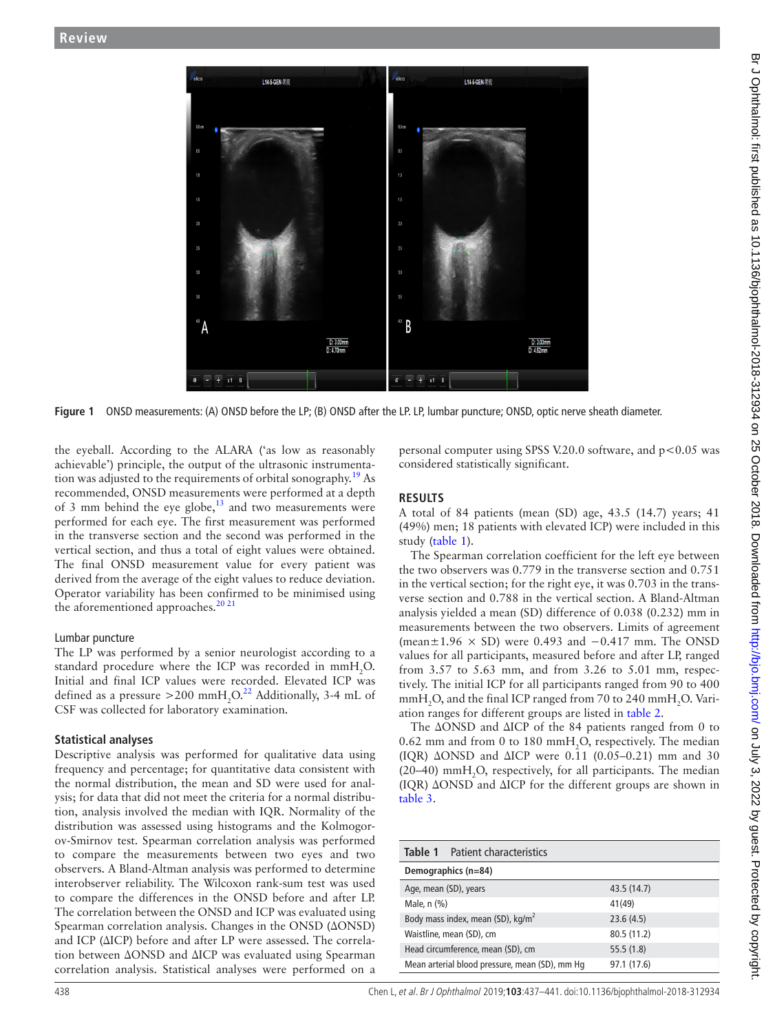Figure 1 ONSD measurements: (A) ONSD before the LP; (B) ONSD after the LP. LP, lumbar puncture; ONSD, optic nerve sheath diameter.

the eyeball. According to the ALARA ('as low as reasonably achievable') principle, the output of the ultrasonic instrumentation was adjusted to the requirements of orbital sonography.[19] As recommended, ONSD measurements were performed at a depth of 3 mm behind the eye globe,[13] and two measurements were performed for each eye. The first measurement was performed in the transverse section and the second was performed in the vertical section, and thus a total of eight values were obtained. The final ONSD measurement value for every patient was derived from the average of the eight values to reduce deviation. Operator variability has been confirmed to be minimised using the aforementioned approaches.[20 21]

### Lumbar puncture

The LP was performed by a senior neurologist according to a standard procedure where the ICP was recorded in $mmH_2O$. Initial and final ICP values were recorded. Elevated ICP was defined as a pressure >200 $mmH_2O$.[22] Additionally, 3-4 mL of CSF was collected for laboratory examination.

### Statistical analyses

Descriptive analysis was performed for qualitative data using frequency and percentage; for quantitative data consistent with the normal distribution, the mean and SD were used for analysis; for data that did not meet the criteria for a normal distribution, analysis involved the median with IQR. Normality of the distribution was assessed using histograms and the Kolmogorov-Smirnov test. Spearman correlation analysis was performed to compare the measurements between two eyes and two observers. A Bland-Altman analysis was performed to determine interobserver reliability. The Wilcoxon rank-sum test was used to compare the differences in the ONSD before and after LP. The correlation between the ONSD and ICP was evaluated using Spearman correlation analysis. Changes in the ONSD (ΔONSD) and ICP (ΔICP) before and after LP were assessed. The correlation between ΔONSD and ΔICP was evaluated using Spearman correlation analysis. Statistical analyses were performed on a personal computer using SPSS V.20.0 software, and $p<0.05$ was considered statistically significant.

## RESULTS

A total of 84 patients (mean (SD) age, 43.5 (14.7) years; 41 (49%) men; 18 patients with elevated ICP) were included in this study (table 1).

The Spearman correlation coefficient for the left eye between the two observers was 0.779 in the transverse section and 0.751 in the vertical section; for the right eye, it was 0.703 in the transverse section and 0.788 in the vertical section. A Bland-Altman analysis yielded a mean (SD) difference of 0.038 (0.232) mm in measurements between the two observers. Limits of agreement (mean ± 1.96 × SD) were 0.493 and −0.417 mm. The ONSD values for all participants, measured before and after LP, ranged from 3.57 to 5.63 mm, and from 3.26 to 5.01 mm, respectively. The initial ICP for all participants ranged from 90 to 400 $mmH_2O$, and the final ICP ranged from 70 to 240 $mmH_2O$. Variation ranges for different groups are listed in table 2.

The ΔONSD and ΔICP of the 84 patients ranged from 0 to 0.62 mm and from 0 to 180 $mmH_2O$, respectively. The median (IQR) ΔONSD and ΔICP were 0.11 (0.05–0.21) mm and 30 (20–40) $mmH_2O$, respectively, for all participants. The median (IQR) ΔONSD and ΔICP for the different groups are shown in table 3.

**Table 1** Patient characteristics

| Demographics (n=84) | |
|---|---|
| Age, mean (SD), years | 43.5 (14.7) |
| Male, n (%) | 41(49) |
| Body mass index, mean (SD), kg/m$^2$ | 23.6 (4.5) |
| Waistline, mean (SD), cm | 80.5 (11.2) |
| Head circumference, mean (SD), cm | 55.5 (1.8) |
| Mean arterial blood pressure, mean (SD), mm Hg | 97.1 (17.6) |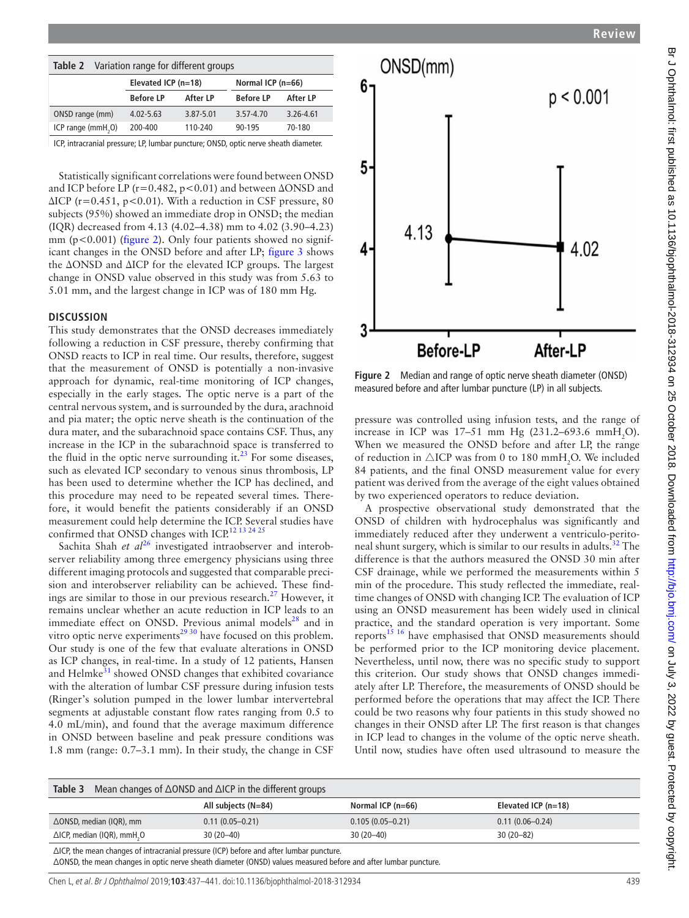**Table 2** Variation range for different groups

| | Elevated ICP (n=18) | | Normal ICP (n=66) | |
|---|---|---|---|---|
| | Before LP | After LP | Before LP | After LP |
| ONSD range (mm) | 4.02-5.63 | 3.87-5.01 | 3.57-4.70 | 3.26-4.61 |
| ICP range ($mmH_2O$) | 200-400 | 110-240 | 90-195 | 70-180 |

ICP, intracranial pressure; LP, lumbar puncture; ONSD, optic nerve sheath diameter.

Statistically significant correlations were found between ONSD and ICP before LP ($r=0.482$, $p<0.01$) and between ΔONSD and ΔICP ($r=0.451$, $p<0.01$). With a reduction in CSF pressure, 80 subjects (95%) showed an immediate drop in ONSD; the median (IQR) decreased from 4.13 (4.02–4.38) mm to 4.02 (3.90–4.23) mm ($p<0.001$) (figure 2). Only four patients showed no significant changes in the ONSD before and after LP; figure 3 shows the ΔONSD and ΔICP for the elevated ICP groups. The largest change in ONSD value observed in this study was from 5.63 to 5.01 mm, and the largest change in ICP was of 180 mm Hg.

## DISCUSSION

This study demonstrates that the ONSD decreases immediately following a reduction in CSF pressure, thereby confirming that ONSD reacts to ICP in real time. Our results, therefore, suggest that the measurement of ONSD is potentially a non-invasive approach for dynamic, real-time monitoring of ICP changes, especially in the early stages. The optic nerve is a part of the central nervous system, and is surrounded by the dura, arachnoid and pia mater; the optic nerve sheath is the continuation of the dura mater, and the subarachnoid space contains CSF. Thus, any increase in the ICP in the subarachnoid space is transferred to the fluid in the optic nerve surrounding it.[23] For some diseases, such as elevated ICP secondary to venous sinus thrombosis, LP has been used to determine whether the ICP has declined, and this procedure may need to be repeated several times. Therefore, it would benefit the patients considerably if an ONSD measurement could help determine the ICP. Several studies have confirmed that ONSD changes with ICP.[12 13 24 25]

Sachita Shah *et al*[26] investigated intraobserver and interobserver reliability among three emergency physicians using three different imaging protocols and suggested that comparable precision and interobserver reliability can be achieved. These findings are similar to those in our previous research.[27] However, it remains unclear whether an acute reduction in ICP leads to an immediate effect on ONSD. Previous animal models[28] and in vitro optic nerve experiments[29 30] have focused on this problem. Our study is one of the few that evaluate alterations in ONSD as ICP changes, in real-time. In a study of 12 patients, Hansen and Helmke[31] showed ONSD changes that exhibited covariance with the alteration of lumbar CSF pressure during infusion tests (Ringer's solution pumped in the lower lumbar intervertebral segments at adjustable constant flow rates ranging from 0.5 to 4.0 mL/min), and found that the average maximum difference in ONSD between baseline and peak pressure conditions was 1.8 mm (range: 0.7–3.1 mm). In their study, the change in CSF pressure was controlled using infusion tests, and the range of increase in ICP was 17–51 mm Hg (231.2–693.6 $mmH_2O$). When we measured the ONSD before and after LP, the range of reduction in △ICP was from 0 to 180 $mmH_2O$. We included 84 patients, and the final ONSD measurement value for every patient was derived from the average of the eight values obtained by two experienced operators to reduce deviation.

Figure 2 Median and range of optic nerve sheath diameter (ONSD) measured before and after lumbar puncture (LP) in all subjects.

A prospective observational study demonstrated that the ONSD of children with hydrocephalus was significantly and immediately reduced after they underwent a ventriculo-peritoneal shunt surgery, which is similar to our results in adults.[32] The difference is that the authors measured the ONSD 30 min after CSF drainage, while we performed the measurements within 5 min of the procedure. This study reflected the immediate, real-time changes of ONSD with changing ICP. The evaluation of ICP using an ONSD measurement has been widely used in clinical practice, and the standard operation is very important. Some reports[15 16] have emphasised that ONSD measurements should be performed prior to the ICP monitoring device placement. Nevertheless, until now, there was no specific study to support this criterion. Our study shows that ONSD changes immediately after LP. Therefore, the measurements of ONSD should be performed before the operations that may affect the ICP. There could be two reasons why four patients in this study showed no changes in their ONSD after LP. The first reason is that changes in ICP lead to changes in the volume of the optic nerve sheath. Until now, studies have often used ultrasound to measure the

**Table 3** Mean changes of ΔONSD and ΔICP in the different groups

| | All subjects (N=84) | Normal ICP (n=66) | Elevated ICP (n=18) |
|---|---|---|---|
| ΔONSD, median (IQR), mm | 0.11 (0.05–0.21) | 0.105 (0.05–0.21) | 0.11 (0.06–0.24) |
| ΔICP, median (IQR), $mmH_2O$ | 30 (20–40) | 30 (20–40) | 30 (20–82) |

ΔICP, the mean changes of intracranial pressure (ICP) before and after lumbar puncture.
ΔONSD, the mean changes in optic nerve sheath diameter (ONSD) values measured before and after lumbar puncture.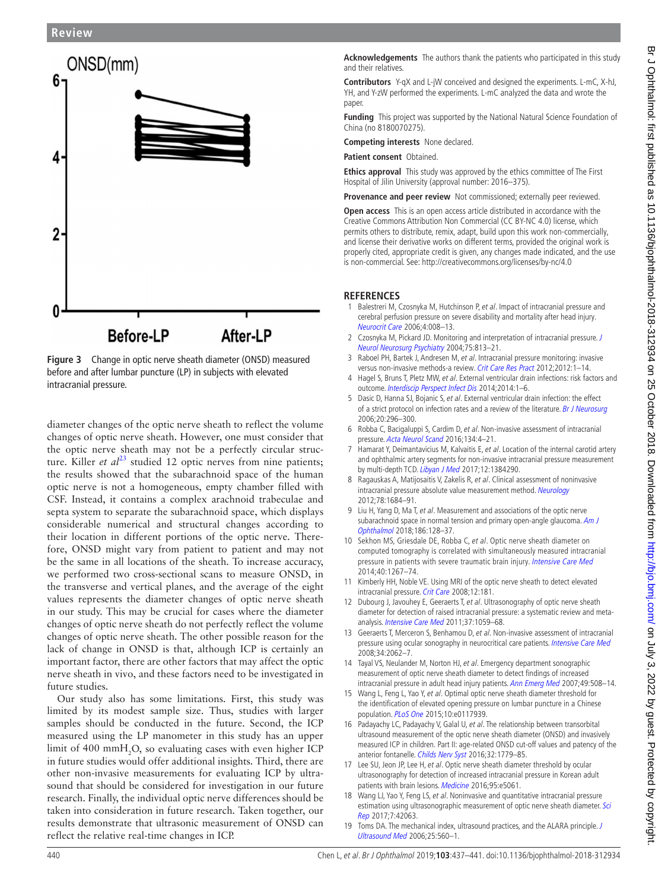Figure 3 Change in optic nerve sheath diameter (ONSD) measured before and after lumbar puncture (LP) in subjects with elevated intracranial pressure.

diameter changes of the optic nerve sheath to reflect the volume changes of optic nerve sheath. However, one must consider that the optic nerve sheath may not be a perfectly circular structure. Killer *et al*[23] studied 12 optic nerves from nine patients; the results showed that the subarachnoid space of the human optic nerve is not a homogeneous, empty chamber filled with CSF. Instead, it contains a complex arachnoid trabeculae and septa system to separate the subarachnoid space, which displays considerable numerical and structural changes according to their location in different portions of the optic nerve. Therefore, ONSD might vary from patient to patient and may not be the same in all locations of the sheath. To increase accuracy, we performed two cross-sectional scans to measure ONSD, in the transverse and vertical planes, and the average of the eight values represents the diameter changes of optic nerve sheath in our study. This may be crucial for cases where the diameter changes of optic nerve sheath do not perfectly reflect the volume changes of optic nerve sheath. The other possible reason for the lack of change in ONSD is that, although ICP is certainly an important factor, there are other factors that may affect the optic nerve sheath in vivo, and these factors need to be investigated in future studies.

Our study also has some limitations. First, this study was limited by its modest sample size. Thus, studies with larger samples should be conducted in the future. Second, the ICP measured using the LP manometer in this study has an upper limit of 400 mm$H_2O$, so evaluating cases with even higher ICP in future studies would offer additional insights. Third, there are other non-invasive measurements for evaluating ICP by ultrasound that should be considered for investigation in our future research. Finally, the individual optic nerve differences should be taken into consideration in future research. Taken together, our results demonstrate that ultrasonic measurement of ONSD can reflect the relative real-time changes in ICP.

**Acknowledgements** The authors thank the patients who participated in this study and their relatives.

**Contributors** Y-qX and L-jW conceived and designed the experiments. L-mC, X-hJ, YH, and Y-zW performed the experiments. L-mC analyzed the data and wrote the paper.

**Funding** This project was supported by the National Natural Science Foundation of China (no 8180070275).

**Competing interests** None declared.

**Patient consent** Obtained.

**Ethics approval** This study was approved by the ethics committee of The First Hospital of Jilin University (approval number: 2016–375).

**Provenance and peer review** Not commissioned; externally peer reviewed.

**Open access** This is an open access article distributed in accordance with the Creative Commons Attribution Non Commercial (CC BY-NC 4.0) license, which permits others to distribute, remix, adapt, build upon this work non-commercially, and license their derivative works on different terms, provided the original work is properly cited, appropriate credit is given, any changes made indicated, and the use is non-commercial. See: http://creativecommons.org/licenses/by-nc/4.0

## REFERENCES

1. Balestreri M, Czosnyka M, Hutchinson P, *et al*. Impact of intracranial pressure and cerebral perfusion pressure on severe disability and mortality after head injury. *Neurocrit Care* 2006;4:008–13.
2. Czosnyka M, Pickard JD. Monitoring and interpretation of intracranial pressure. *J Neurol Neurosurg Psychiatry* 2004;75:813–21.
3. Raboel PH, Bartek J, Andresen M, *et al*. Intracranial pressure monitoring: invasive versus non-invasive methods-a review. *Crit Care Res Pract* 2012;2012:1–14.
4. Hagel S, Bruns T, Pletz MW, *et al*. External ventricular drain infections: risk factors and outcome. *Interdiscip Perspect Infect Dis* 2014;2014:1–6.
5. Dasic D, Hanna SJ, Bojanic S, *et al*. External ventricular drain infection: the effect of a strict protocol on infection rates and a review of the literature. *Br J Neurosurg* 2006;20:296–300.
6. Robba C, Bacigaluppi S, Cardim D, *et al*. Non-invasive assessment of intracranial pressure. *Acta Neurol Scand* 2016;134:4–21.
7. Hamarat Y, Deimantavicius M, Kalvaitis E, *et al*. Location of the internal carotid artery and ophthalmic artery segments for non-invasive intracranial pressure measurement by multi-depth TCD. *Libyan J Med* 2017;12:1384290.
8. Ragauskas A, Matijosaitis V, Zakelis R, *et al*. Clinical assessment of noninvasive intracranial pressure absolute value measurement method. *Neurology* 2012;78:1684–91.
9. Liu H, Yang D, Ma T, *et al*. Measurement and associations of the optic nerve subarachnoid space in normal tension and primary open-angle glaucoma. *Am J Ophthalmol* 2018;186:128–37.
10. Sekhon MS, Griesdale DE, Robba C, *et al*. Optic nerve sheath diameter on computed tomography is correlated with simultaneously measured intracranial pressure in patients with severe traumatic brain injury. *Intensive Care Med* 2014;40:1267–74.
11. Kimberly HH, Noble VE. Using MRI of the optic nerve sheath to detect elevated intracranial pressure. *Crit Care* 2008;12:181.
12. Dubourg J, Javouhey E, Geeraerts T, *et al*. Ultrasonography of optic nerve sheath diameter for detection of raised intracranial pressure: a systematic review and meta-analysis. *Intensive Care Med* 2011;37:1059–68.
13. Geeraerts T, Merceron S, Benhamou D, *et al*. Non-invasive assessment of intracranial pressure using ocular sonography in neurocritical care patients. *Intensive Care Med* 2008;34:2062–7.
14. Tayal VS, Neulander M, Norton HJ, *et al*. Emergency department sonographic measurement of optic nerve sheath diameter to detect findings of increased intracranial pressure in adult head injury patients. *Ann Emerg Med* 2007;49:508–14.
15. Wang L, Feng L, Yao Y, *et al*. Optimal optic nerve sheath diameter threshold for the identification of elevated opening pressure on lumbar puncture in a Chinese population. *PLoS One* 2015;10:e0117939.
16. Padayachy LC, Padayachy V, Galal U, *et al*. The relationship between transorbital ultrasound measurement of the optic nerve sheath diameter (ONSD) and invasively measured ICP in children. Part II: age-related ONSD cut-off values and patency of the anterior fontanelle. *Childs Nerv Syst* 2016;32:1779–85.
17. Lee SU, Jeon JP, Lee H, *et al*. Optic nerve sheath diameter threshold by ocular ultrasonography for detection of increased intracranial pressure in Korean adult patients with brain lesions. *Medicine* 2016;95:e5061.
18. Wang LJ, Yao Y, Feng LS, *et al*. Noninvasive and quantitative intracranial pressure estimation using ultrasonographic measurement of optic nerve sheath diameter. *Sci Rep* 2017;7:42063.
19. Toms DA. The mechanical index, ultrasound practices, and the ALARA principle. *J Ultrasound Med* 2006;25:560–1.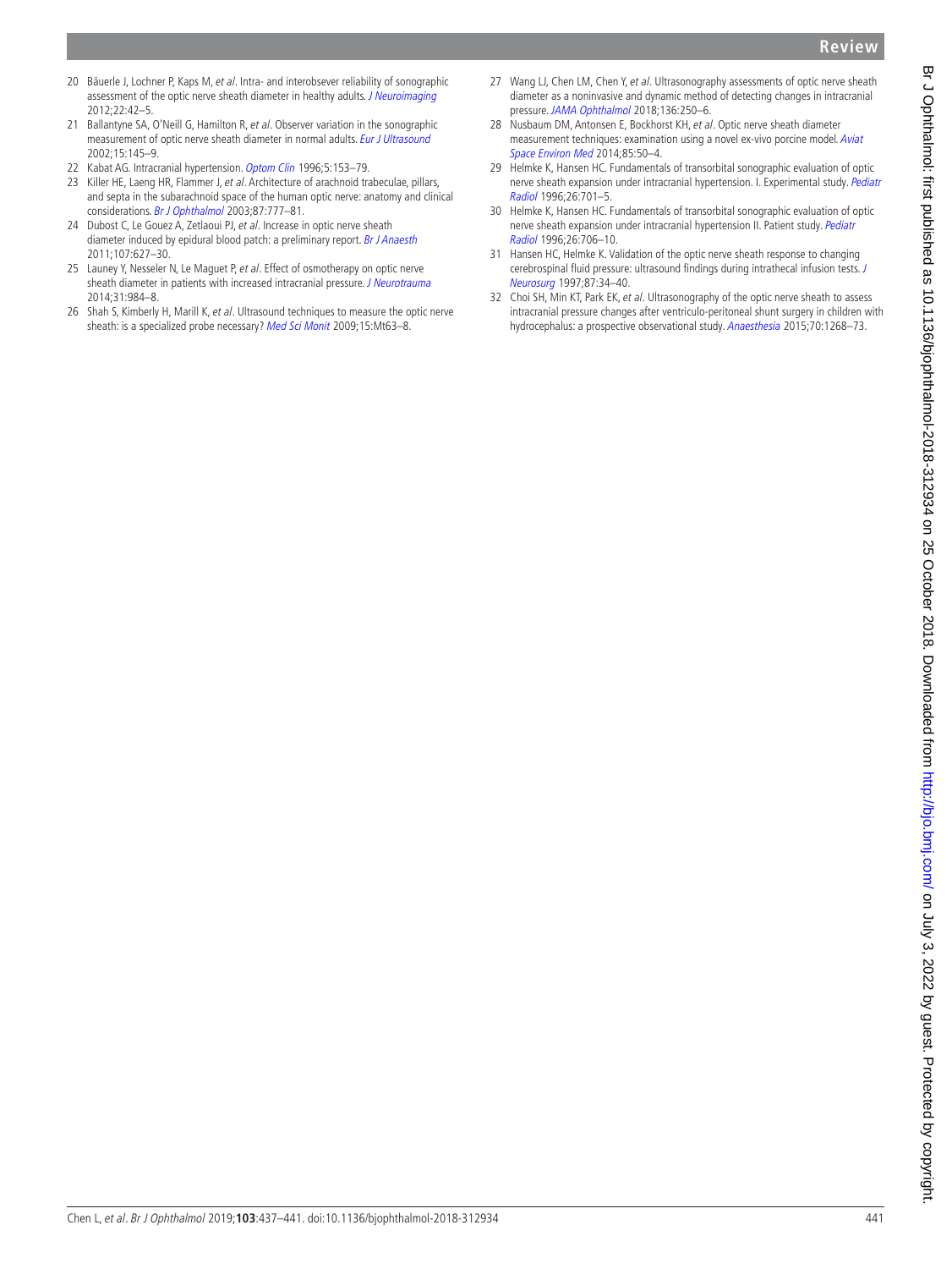20 Bäuerle J, Lochner P, Kaps M, *et al*. Intra- and interobsever reliability of sonographic assessment of the optic nerve sheath diameter in healthy adults. *J Neuroimaging* 2012;22:42–5.
21 Ballantyne SA, O'Neill G, Hamilton R, *et al*. Observer variation in the sonographic measurement of optic nerve sheath diameter in normal adults. *Eur J Ultrasound* 2002;15:145–9.
22 Kabat AG. Intracranial hypertension. *Optom Clin* 1996;5:153–79.
23 Killer HE, Laeng HR, Flammer J, *et al*. Architecture of arachnoid trabeculae, pillars, and septa in the subarachnoid space of the human optic nerve: anatomy and clinical considerations. *Br J Ophthalmol* 2003;87:777–81.
24 Dubost C, Le Gouez A, Zetlaoui PJ, *et al*. Increase in optic nerve sheath diameter induced by epidural blood patch: a preliminary report. *Br J Anaesth* 2011;107:627–30.
25 Launey Y, Nesseler N, Le Maguet P, *et al*. Effect of osmotherapy on optic nerve sheath diameter in patients with increased intracranial pressure. *J Neurotrauma* 2014;31:984–8.
26 Shah S, Kimberly H, Marill K, *et al*. Ultrasound techniques to measure the optic nerve sheath: is a specialized probe necessary? *Med Sci Monit* 2009;15:Mt63–8.
27 Wang LJ, Chen LM, Chen Y, *et al*. Ultrasonography assessments of optic nerve sheath diameter as a noninvasive and dynamic method of detecting changes in intracranial pressure. *JAMA Ophthalmol* 2018;136:250–6.
28 Nusbaum DM, Antonsen E, Bockhorst KH, *et al*. Optic nerve sheath diameter measurement techniques: examination using a novel ex-vivo porcine model. *Aviat Space Environ Med* 2014;85:50–4.
29 Helmke K, Hansen HC. Fundamentals of transorbital sonographic evaluation of optic nerve sheath expansion under intracranial hypertension. I. Experimental study. *Pediatr Radiol* 1996;26:701–5.
30 Helmke K, Hansen HC. Fundamentals of transorbital sonographic evaluation of optic nerve sheath expansion under intracranial hypertension II. Patient study. *Pediatr Radiol* 1996;26:706–10.
31 Hansen HC, Helmke K. Validation of the optic nerve sheath response to changing cerebrospinal fluid pressure: ultrasound findings during intrathecal infusion tests. *J Neurosurg* 1997;87:34–40.
32 Choi SH, Min KT, Park EK, *et al*. Ultrasonography of the optic nerve sheath to assess intracranial pressure changes after ventriculo-peritoneal shunt surgery in children with hydrocephalus: a prospective observational study. *Anaesthesia* 2015;70:1268–73.